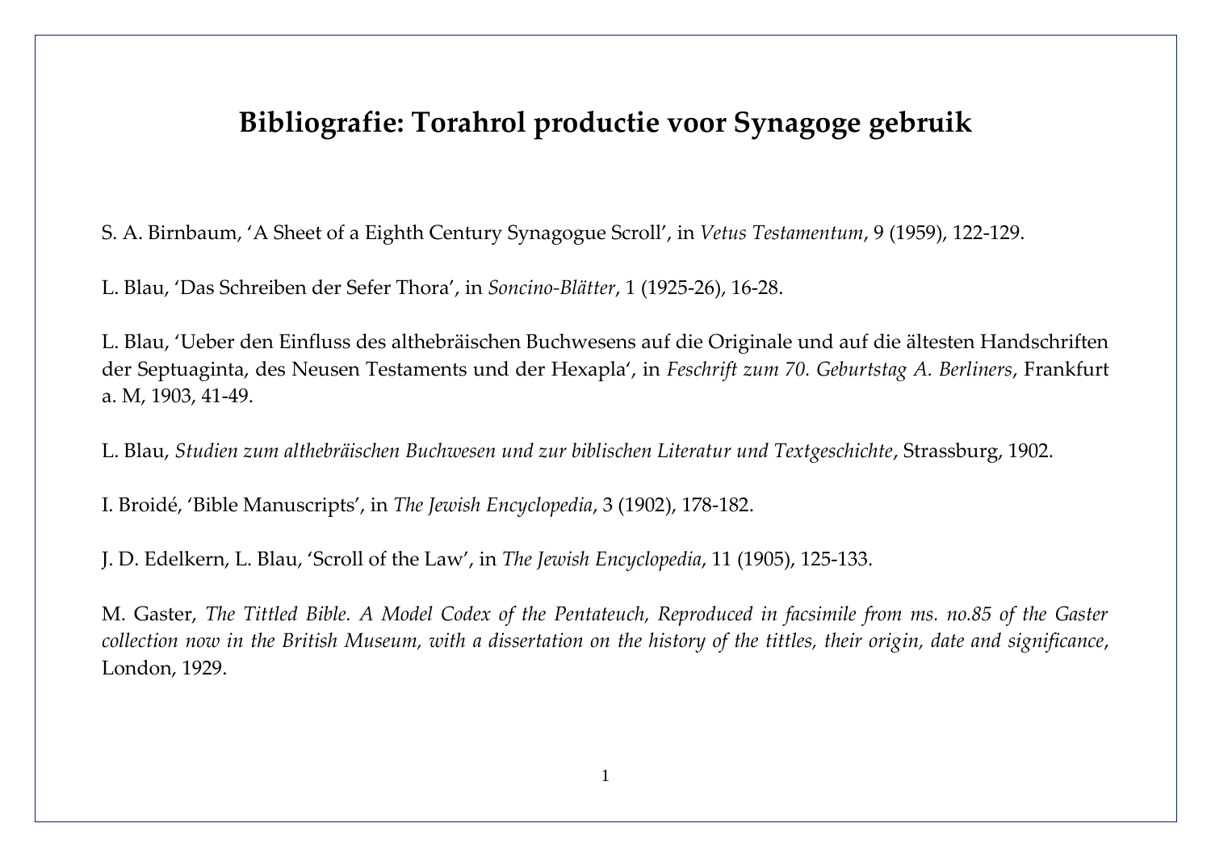# Bibliografie: Torahrol productie voor Synagoge gebruik

S. A. Birnbaum, ‘A Sheet of a Eighth Century Synagogue Scroll’, in *Vetus Testamentum*, 9 (1959), 122-129.

L. Blau, ‘Das Schreiben der Sefer Thora’, in *Soncino-Blätter*, 1 (1925-26), 16-28.

L. Blau, ‘Ueber den Einfluss des althebräischen Buchwesens auf die Originale und auf die ältesten Handschriften der Septuaginta, des Neusen Testaments und der Hexapla‘, in *Feschrift zum 70. Geburtstag A. Berliners*, Frankfurt a. M, 1903, 41-49.

L. Blau, *Studien zum althebräischen Buchwesen und zur biblischen Literatur und Textgeschichte*, Strassburg, 1902.

I. Broidé, ‘Bible Manuscripts’, in *The Jewish Encyclopedia*, 3 (1902), 178-182.

J. D. Edelkern, L. Blau, ‘Scroll of the Law’, in *The Jewish Encyclopedia*, 11 (1905), 125-133.

M. Gaster, *The Tittled Bible. A Model Codex of the Pentateuch, Reproduced in facsimile from ms. no.85 of the Gaster collection now in the British Museum, with a dissertation on the history of the tittles, their origin, date and significance*, London, 1929.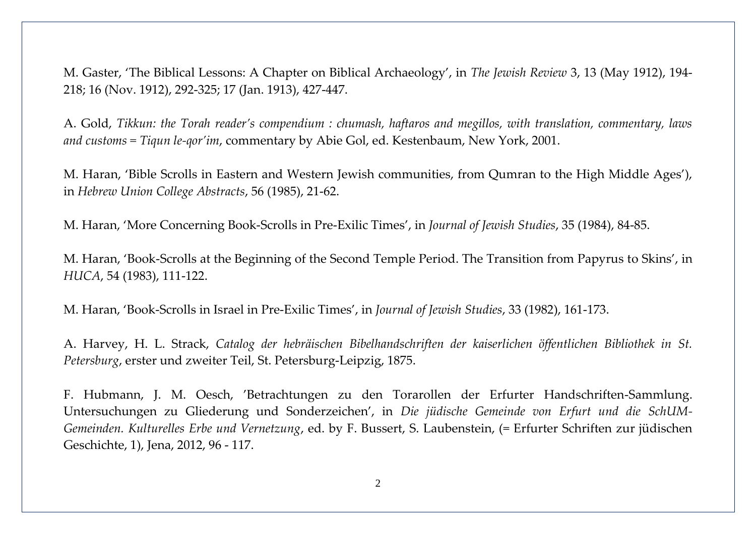M. Gaster, 'The Biblical Lessons: A Chapter on Biblical Archaeology', in *The Jewish Review* 3, 13 (May 1912), 194-218; 16 (Nov. 1912), 292-325; 17 (Jan. 1913), 427-447.

A. Gold, *Tikkun: the Torah reader's compendium : chumash, haftaros and megillos, with translation, commentary, laws and customs = Tiqun le-qor'im*, commentary by Abie Gol, ed. Kestenbaum, New York, 2001.

M. Haran, 'Bible Scrolls in Eastern and Western Jewish communities, from Qumran to the High Middle Ages'), in *Hebrew Union College Abstracts*, 56 (1985), 21-62.

M. Haran, 'More Concerning Book-Scrolls in Pre-Exilic Times', in *Journal of Jewish Studies*, 35 (1984), 84-85.

M. Haran, 'Book-Scrolls at the Beginning of the Second Temple Period. The Transition from Papyrus to Skins', in *HUCA*, 54 (1983), 111-122.

M. Haran, 'Book-Scrolls in Israel in Pre-Exilic Times', in *Journal of Jewish Studies*, 33 (1982), 161-173.

A. Harvey, H. L. Strack, *Catalog der hebräischen Bibelhandschriften der kaiserlichen öffentlichen Bibliothek in St. Petersburg*, erster und zweiter Teil, St. Petersburg-Leipzig, 1875.

F. Hubmann, J. M. Oesch, 'Betrachtungen zu den Torarollen der Erfurter Handschriften-Sammlung. Untersuchungen zu Gliederung und Sonderzeichen', in *Die jüdische Gemeinde von Erfurt und die SchUM-Gemeinden. Kulturelles Erbe und Vernetzung*, ed. by F. Bussert, S. Laubenstein, (= Erfurter Schriften zur jüdischen Geschichte, 1), Jena, 2012, 96 - 117.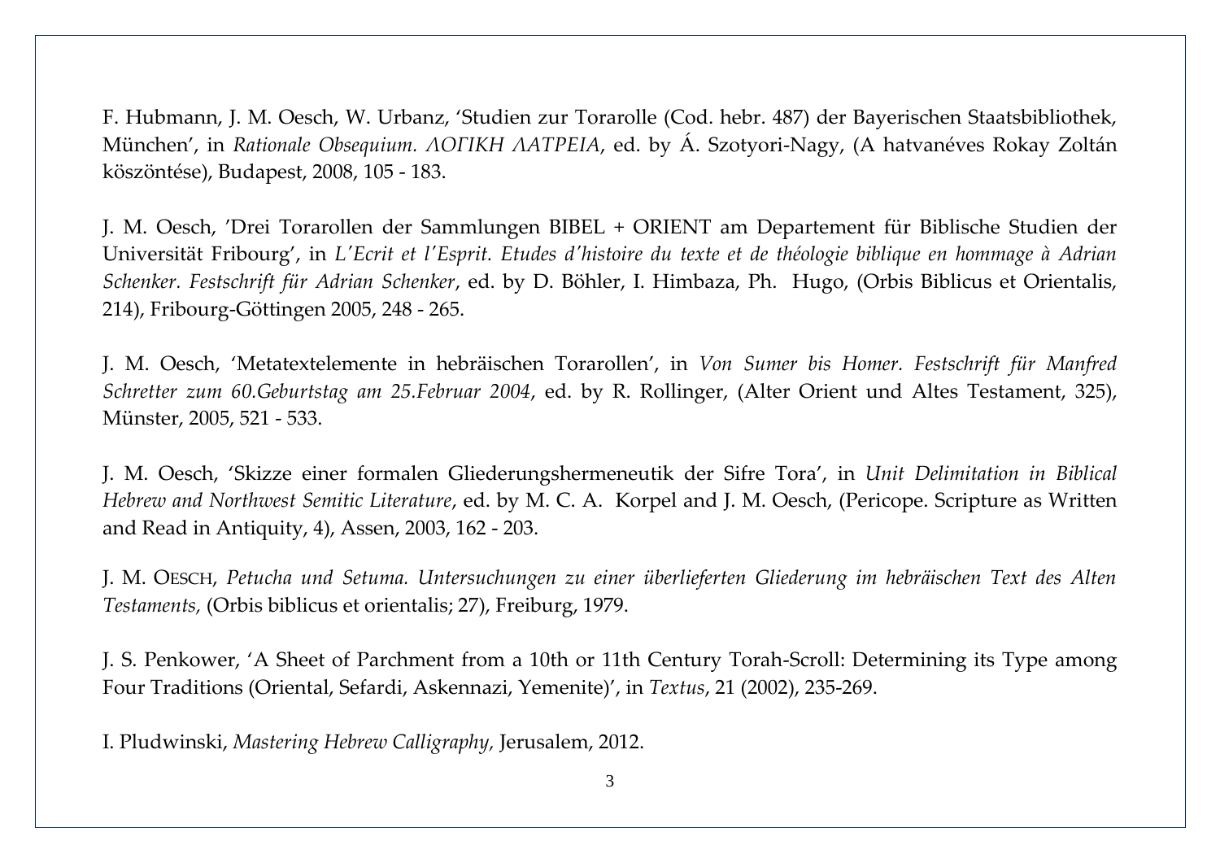F. Hubmann, J. M. Oesch, W. Urbanz, ‘Studien zur Torarolle (Cod. hebr. 487) der Bayerischen Staatsbibliothek, München’, in *Rationale Obsequium. ΛΟΓΙΚΗ ΛΑΤΡΕΙΑ*, ed. by Á. Szotyori-Nagy, (A hatvanéves Rokay Zoltán köszöntése), Budapest, 2008, 105 - 183.

J. M. Oesch, ’Drei Torarollen der Sammlungen BIBEL + ORIENT am Departement für Biblische Studien der Universität Fribourg’, in *L’Ecrit et l’Esprit. Etudes d’histoire du texte et de théologie biblique en hommage à Adrian Schenker. Festschrift für Adrian Schenker*, ed. by D. Böhler, I. Himbaza, Ph. Hugo, (Orbis Biblicus et Orientalis, 214), Fribourg-Göttingen 2005, 248 - 265.

J. M. Oesch, ‘Metatextelemente in hebräischen Torarollen’, in *Von Sumer bis Homer. Festschrift für Manfred Schretter zum 60.Geburtstag am 25.Februar 2004*, ed. by R. Rollinger, (Alter Orient und Altes Testament, 325), Münster, 2005, 521 - 533.

J. M. Oesch, ‘Skizze einer formalen Gliederungshermeneutik der Sifre Tora’, in *Unit Delimitation in Biblical Hebrew and Northwest Semitic Literature*, ed. by M. C. A. Korpel and J. M. Oesch, (Pericope. Scripture as Written and Read in Antiquity, 4), Assen, 2003, 162 - 203.

J. M. OESCH, *Petucha und Setuma. Untersuchungen zu einer überlieferten Gliederung im hebräischen Text des Alten Testaments,* (Orbis biblicus et orientalis; 27), Freiburg, 1979.

J. S. Penkower, ‘A Sheet of Parchment from a 10th or 11th Century Torah-Scroll: Determining its Type among Four Traditions (Oriental, Sefardi, Askennazi, Yemenite)’, in *Textus*, 21 (2002), 235-269.

I. Pludwinski, *Mastering Hebrew Calligraphy,* Jerusalem, 2012.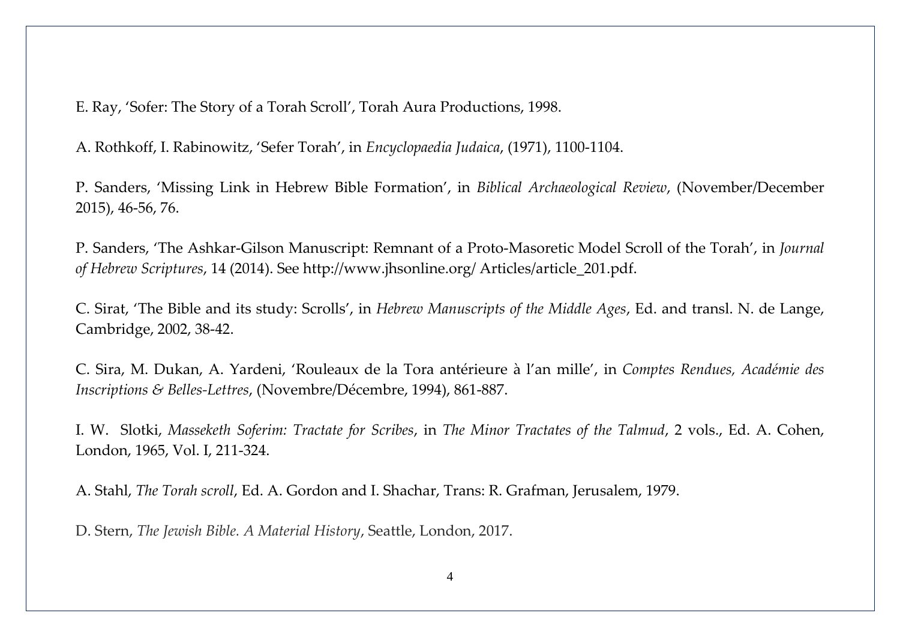E. Ray, 'Sofer: The Story of a Torah Scroll', Torah Aura Productions, 1998.

A. Rothkoff, I. Rabinowitz, 'Sefer Torah', in *Encyclopaedia Judaica*, (1971), 1100-1104.

P. Sanders, 'Missing Link in Hebrew Bible Formation', in *Biblical Archaeological Review*, (November/December 2015), 46-56, 76.

P. Sanders, 'The Ashkar-Gilson Manuscript: Remnant of a Proto-Masoretic Model Scroll of the Torah', in *Journal of Hebrew Scriptures*, 14 (2014). See http://www.jhsonline.org/ Articles/article_201.pdf.

C. Sirat, 'The Bible and its study: Scrolls', in *Hebrew Manuscripts of the Middle Ages*, Ed. and transl. N. de Lange, Cambridge, 2002, 38-42.

C. Sira, M. Dukan, A. Yardeni, 'Rouleaux de la Tora antérieure à l'an mille', in *Comptes Rendues, Académie des Inscriptions & Belles-Lettres*, (Novembre/Décembre, 1994), 861-887.

I. W. Slotki, *Masseketh Soferim: Tractate for Scribes*, in *The Minor Tractates of the Talmud*, 2 vols., Ed. A. Cohen, London, 1965, Vol. I, 211-324.

A. Stahl, *The Torah scroll*, Ed. A. Gordon and I. Shachar, Trans: R. Grafman, Jerusalem, 1979.

D. Stern, *The Jewish Bible. A Material History*, Seattle, London, 2017.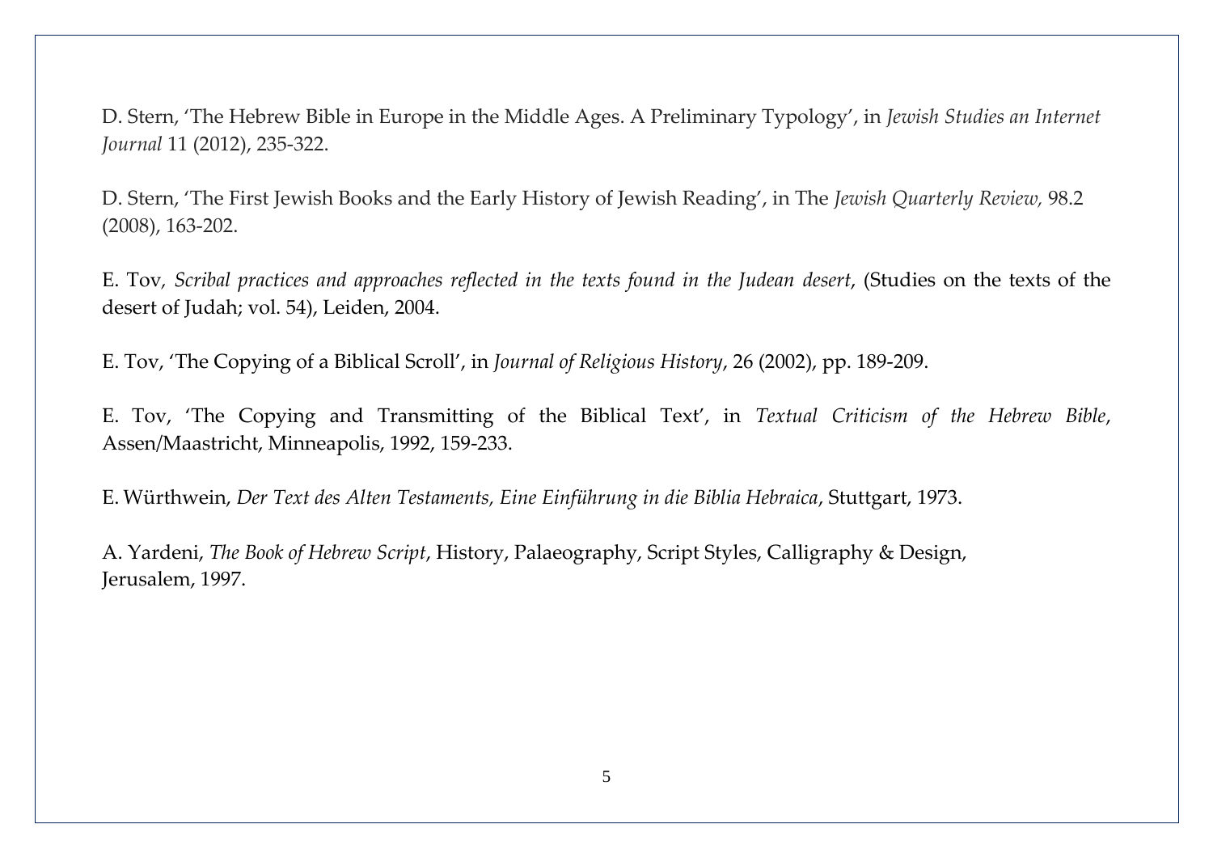D. Stern, 'The Hebrew Bible in Europe in the Middle Ages. A Preliminary Typology', in *Jewish Studies an Internet Journal* 11 (2012), 235-322.

D. Stern, 'The First Jewish Books and the Early History of Jewish Reading', in The *Jewish Quarterly Review,* 98.2 (2008), 163-202.

E. Tov, *Scribal practices and approaches reflected in the texts found in the Judean desert*, (Studies on the texts of the desert of Judah; vol. 54), Leiden, 2004.

E. Tov, 'The Copying of a Biblical Scroll', in *Journal of Religious History*, 26 (2002), pp. 189-209.

E. Tov, 'The Copying and Transmitting of the Biblical Text', in *Textual Criticism of the Hebrew Bible*, Assen/Maastricht, Minneapolis, 1992, 159-233.

E. Würthwein, *Der Text des Alten Testaments, Eine Einführung in die Biblia Hebraica*, Stuttgart, 1973.

A. Yardeni, *The Book of Hebrew Script*, History, Palaeography, Script Styles, Calligraphy & Design, Jerusalem, 1997.